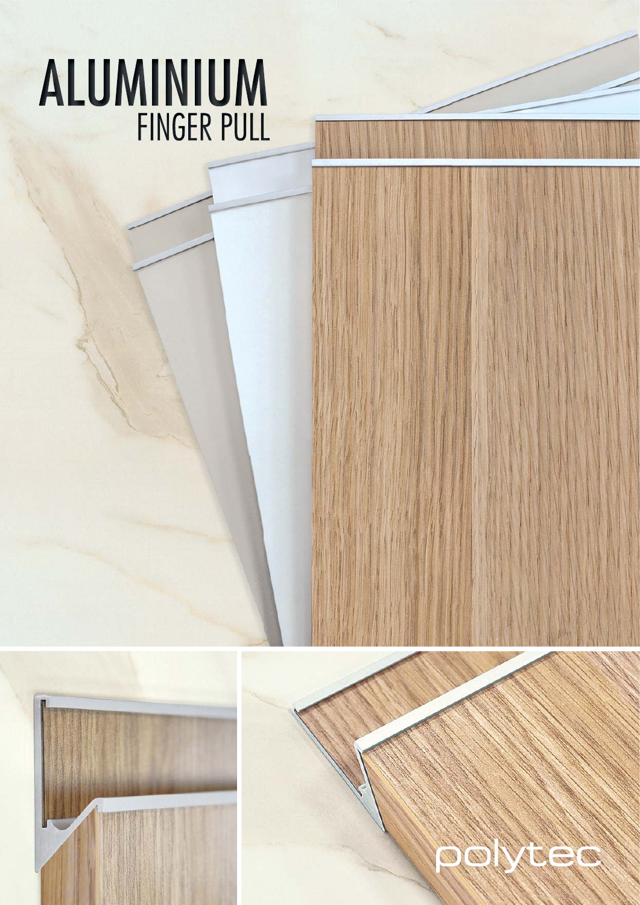# ALUMINIUM
## FINGER PULL

polytec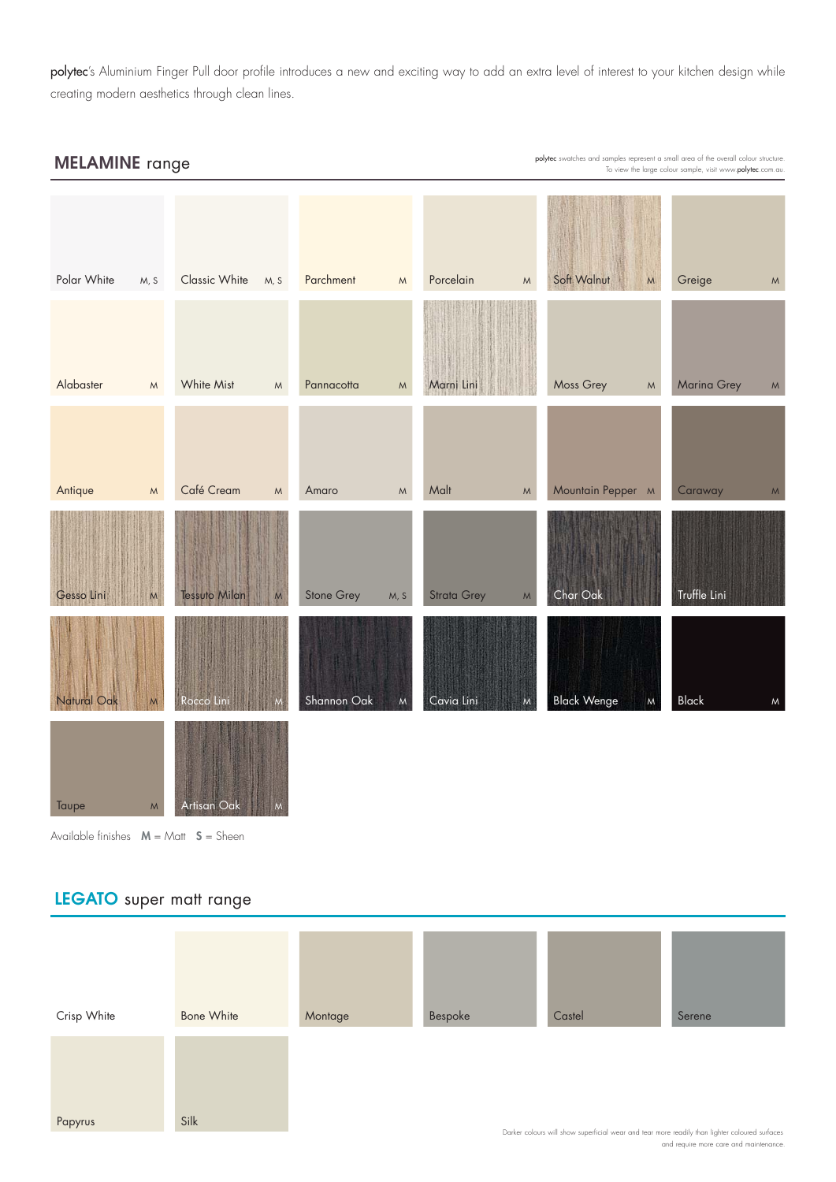polytec's Aluminium Finger Pull door profile introduces a new and exciting way to add an extra level of interest to your kitchen design while creating modern aesthetics through clean lines.

## MELAMINE range

polytec swatches and samples represent a small area of the overall colour structure. To view the large colour sample, visit www.polytec.com.au.

| | | | | | |
|---|---|---|---|---|---|
| Polar White M, S | Classic White M, S | Parchment M | Porcelain M | Soft Walnut M | Greige M |
| Alabaster M | White Mist M | Pannacotta M | Marni Lini | Moss Grey M | Marina Grey M |
| Antique M | Café Cream M | Amaro M | Malt M | Mountain Pepper M | Caraway M |
| Gesso Lini M | Tessuto Milan M | Stone Grey M, S | Strata Grey M | Char Oak | Truffle Lini |
| Natural Oak M | Rocco Lini M | Shannon Oak M | Cavia Lini M | Black Wenge M | Black M |
| Taupe M | Artisan Oak M | | | | |

Available finishes **M** = Matt **S** = Sheen

## LEGATO super matt range

| | | | | | |
|---|---|---|---|---|---|
| Crisp White | Bone White | Montage | Bespoke | Castel | Serene |
| Papyrus | Silk | | | | |

Darker colours will show superficial wear and tear more readily than lighter coloured surfaces and require more care and maintenance.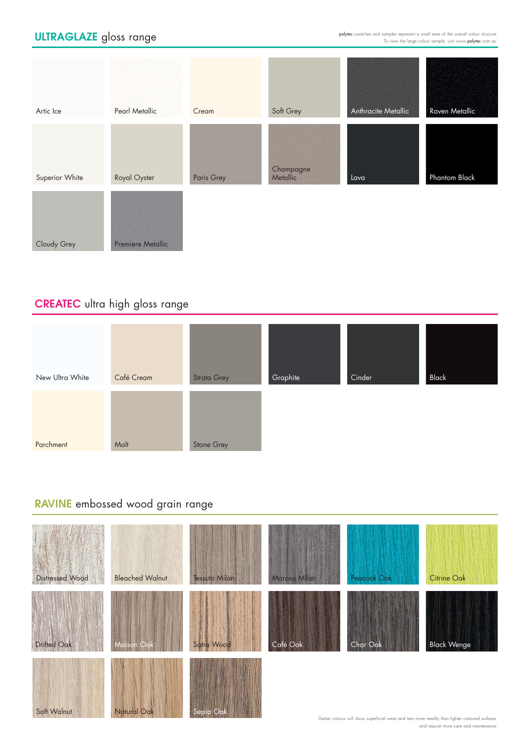## ULTRAGLAZE gloss range

polytec swatches and samples represent a small area of the overall colour structure.
To view the large colour sample, visit www.polytec.com.au.

| | | | | | |
|---|---|---|---|---|---|
| Artic Ice | Pearl Metallic | Cream | Soft Grey | Anthracite Metallic | Raven Metallic |
| Superior White | Royal Oyster | Paris Grey | Champagne Metallic | Lava | Phantom Black |
| Cloudy Grey | Premiere Metallic | | | | |

## CREATEC ultra high gloss range

| | | | | | |
|---|---|---|---|---|---|
| New Ultra White | Café Cream | Strata Grey | Graphite | Cinder | Black |
| Parchment | Malt | Stone Grey | | | |

## RAVINE embossed wood grain range

| | | | | | |
|---|---|---|---|---|---|
| Distressed Wood | Bleached Walnut | Tessuto Milan | Maroso Milan | Peacock Oak | Citrine Oak |
| Drifted Oak | Maison Oak | Satra Wood | Café Oak | Char Oak | Black Wenge |
| Soft Walnut | Natural Oak | Sepia Oak | | | |

Darker colours will show superficial wear and tear more readily than lighter coloured surfaces and require more care and maintenance.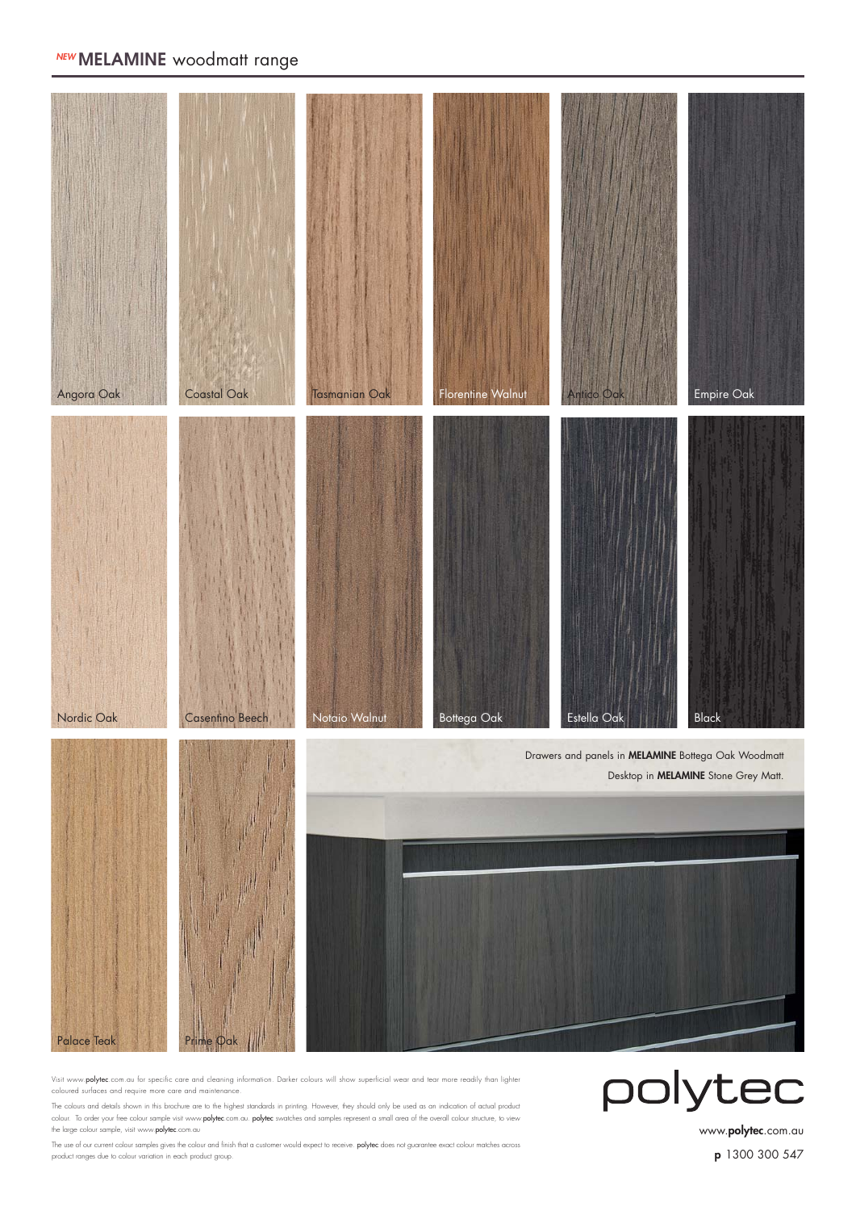## *NEW* **MELAMINE** woodmatt range

Angora Oak

Coastal Oak

Tasmanian Oak

Florentine Walnut

Antico Oak

Empire Oak

Nordic Oak

Casentino Beech

Notaio Walnut

Bottega Oak

Estella Oak

Black

Palace Teak

Prime Oak

Drawers and panels in **MELAMINE** Bottega Oak Woodmatt

Desktop in **MELAMINE** Stone Grey Matt.

Visit www.**polytec**.com.au for specific care and cleaning information. Darker colours will show superficial wear and tear more readily than lighter coloured surfaces and require more care and maintenance.

The colours and details shown in this brochure are to the highest standards in printing. However, they should only be used as an indication of actual product colour. To order your free colour sample visit www.**polytec**.com.au. **polytec** swatches and samples represent a small area of the overall colour structure, to view the large colour sample, visit www.**polytec**.com.au

The use of our current colour samples gives the colour and finish that a customer would expect to receive. **polytec** does not guarantee exact colour matches across product ranges due to colour variation in each product group.

polytec

www.**polytec**.com.au

**p** 1300 300 547